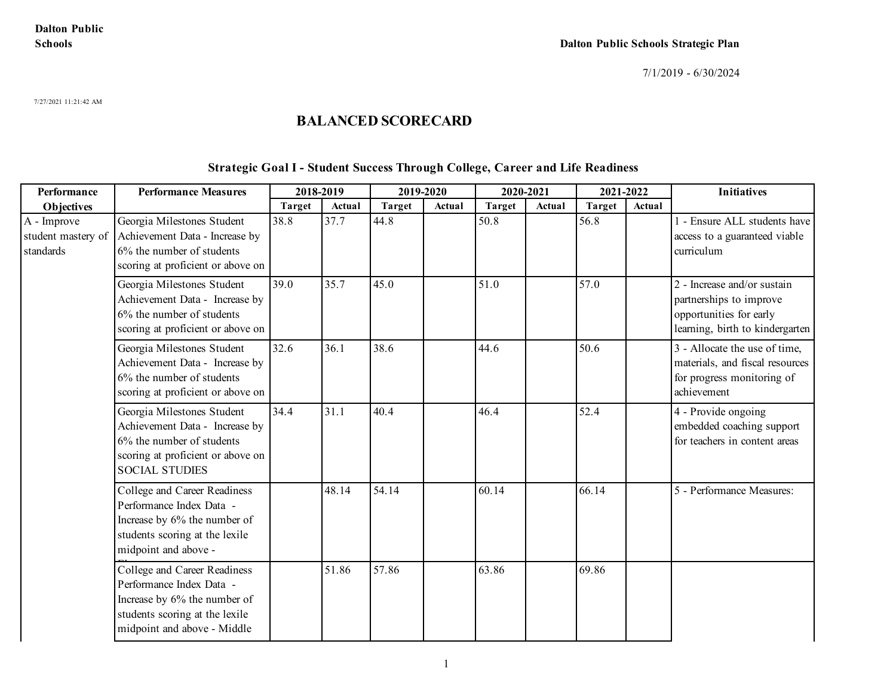Dalton Public Schools

Dalton Public Schools Strategic Plan

7/1/2019 - 6/30/2024

7/27/2021 11:21:42 AM

# BALANCED SCORECARD

## Strategic Goal I - Student Success Through College, Career and Life Readiness

| Performance Objectives | Performance Measures | 2018-2019 | | 2019-2020 | | 2020-2021 | | 2021-2022 | | Initiatives |
|---|---|---|---|---|---|---|---|---|---|---|
| | | Target | Actual | Target | Actual | Target | Actual | Target | Actual | |
| A - Improve student mastery of standards | Georgia Milestones Student Achievement Data - Increase by 6% the number of students scoring at proficient or above on | 38.8 | 37.7 | 44.8 | | 50.8 | | 56.8 | | 1 - Ensure ALL students have access to a guaranteed viable curriculum |
| | Georgia Milestones Student Achievement Data - Increase by 6% the number of students scoring at proficient or above on | 39.0 | 35.7 | 45.0 | | 51.0 | | 57.0 | | 2 - Increase and/or sustain partnerships to improve opportunities for early learning, birth to kindergarten |
| | Georgia Milestones Student Achievement Data - Increase by 6% the number of students scoring at proficient or above on | 32.6 | 36.1 | 38.6 | | 44.6 | | 50.6 | | 3 - Allocate the use of time, materials, and fiscal resources for progress monitoring of achievement |
| | Georgia Milestones Student Achievement Data - Increase by 6% the number of students scoring at proficient or above on SOCIAL STUDIES | 34.4 | 31.1 | 40.4 | | 46.4 | | 52.4 | | 4 - Provide ongoing embedded coaching support for teachers in content areas |
| | College and Career Readiness Performance Index Data - Increase by 6% the number of students scoring at the lexile midpoint and above - | | 48.14 | 54.14 | | 60.14 | | 66.14 | | 5 - Performance Measures: |
| | College and Career Readiness Performance Index Data - Increase by 6% the number of students scoring at the lexile midpoint and above - Middle | | 51.86 | 57.86 | | 63.86 | | 69.86 | | |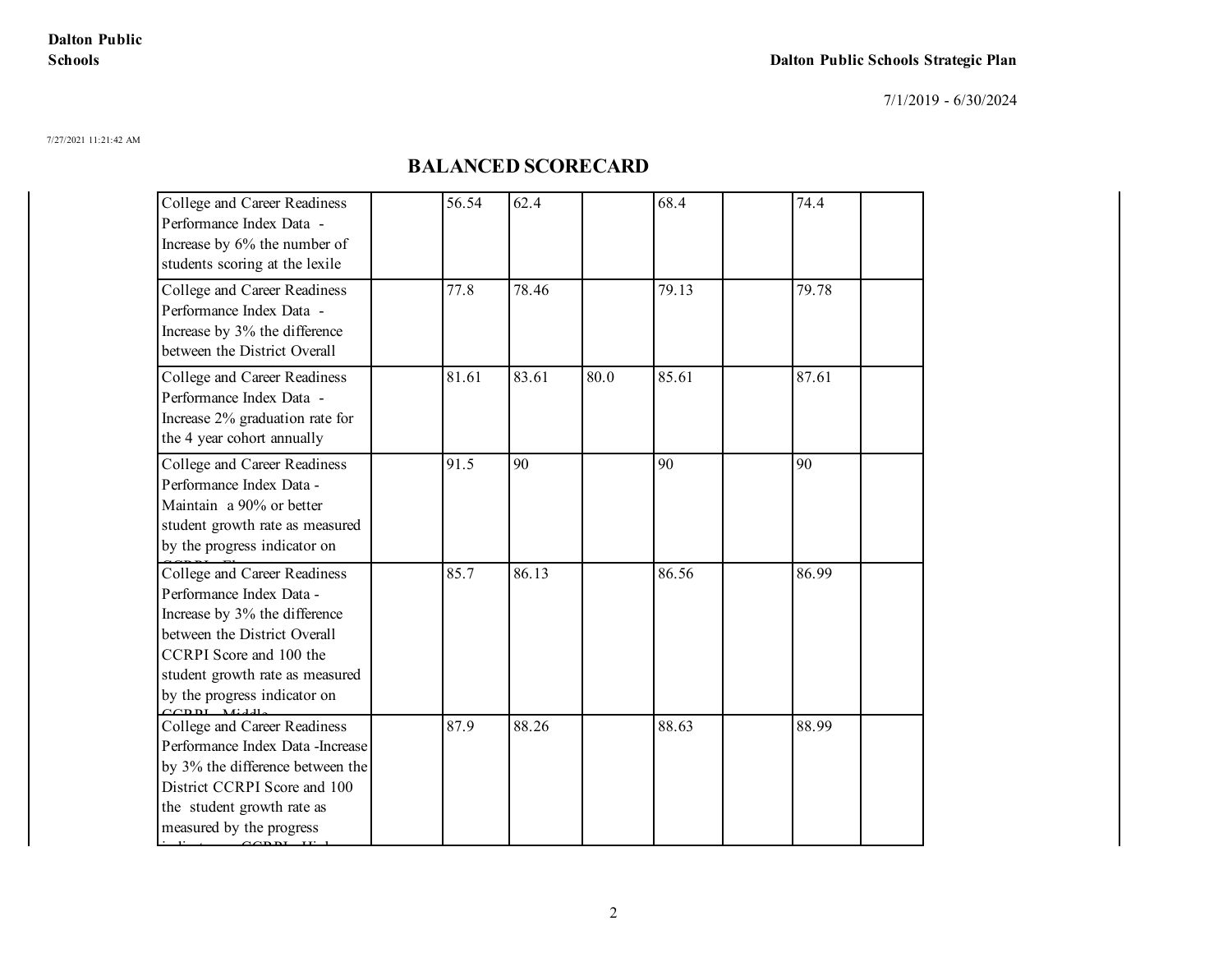7/27/2021 11:21:42 AM

## BALANCED SCORECARD

| | | | | | | | | |
|---|---|---|---|---|---|---|---|---|
| College and Career Readiness Performance Index Data - Increase by 6% the number of students scoring at the lexile | | 56.54 | 62.4 | | 68.4 | | 74.4 | |
| College and Career Readiness Performance Index Data - Increase by 3% the difference between the District Overall | | 77.8 | 78.46 | | 79.13 | | 79.78 | |
| College and Career Readiness Performance Index Data - Increase 2% graduation rate for the 4 year cohort annually | | 81.61 | 83.61 | 80.0 | 85.61 | | 87.61 | |
| College and Career Readiness Performance Index Data - Maintain a 90% or better student growth rate as measured by the progress indicator on CCRPI - El | | 91.5 | 90 | | 90 | | 90 | |
| College and Career Readiness Performance Index Data - Increase by 3% the difference between the District Overall CCRPI Score and 100 the student growth rate as measured by the progress indicator on CCRPI - Middle | | 85.7 | 86.13 | | 86.56 | | 86.99 | |
| College and Career Readiness Performance Index Data -Increase by 3% the difference between the District CCRPI Score and 100 the student growth rate as measured by the progress indicator on CCRPI - High | | 87.9 | 88.26 | | 88.63 | | 88.99 | |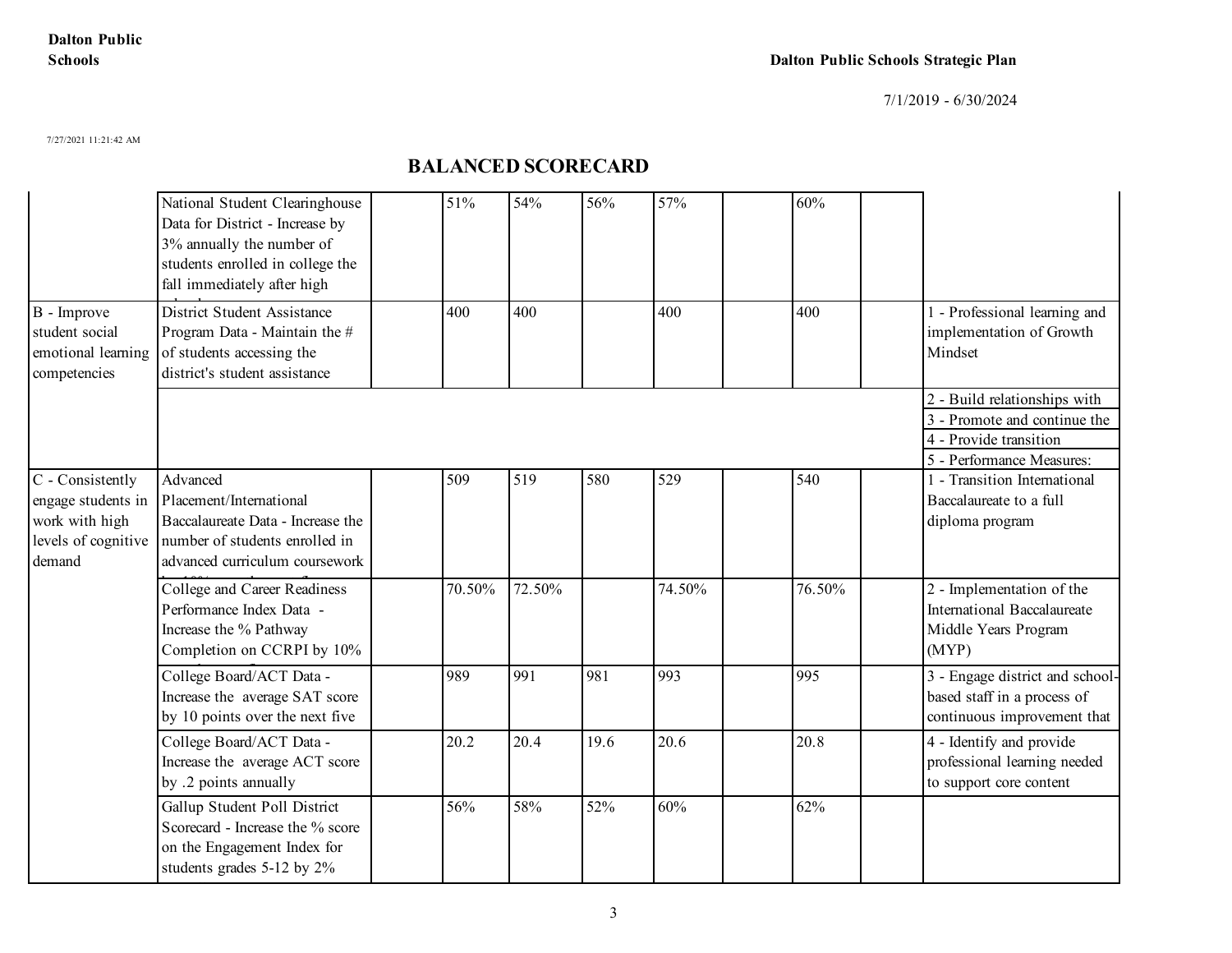# BALANCED SCORECARD

| | | | | | | | | | | |
|---|---|---|---|---|---|---|---|---|---|---|
| | National Student Clearinghouse Data for District - Increase by 3% annually the number of students enrolled in college the fall immediately after high | | 51% | 54% | 56% | 57% | | 60% | | |
| B - Improve student social emotional learning competencies | District Student Assistance Program Data - Maintain the # of students accessing the district's student assistance | | 400 | 400 | | 400 | | 400 | | 1 - Professional learning and implementation of Growth Mindset |
| | | | | | | | | | | 2 - Build relationships with<br>3 - Promote and continue the<br>4 - Provide transition<br>5 - Performance Measures: |
| C - Consistently engage students in work with high levels of cognitive demand | Advanced Placement/International Baccalaureate Data - Increase the number of students enrolled in advanced curriculum coursework | | 509 | 519 | 580 | 529 | | 540 | | 1 - Transition International Baccalaureate to a full diploma program |
| | College and Career Readiness Performance Index Data - Increase the % Pathway Completion on CCRPI by 10% | | 70.50% | 72.50% | | 74.50% | | 76.50% | | 2 - Implementation of the International Baccalaureate Middle Years Program (MYP) |
| | College Board/ACT Data - Increase the average SAT score by 10 points over the next five | | 989 | 991 | 981 | 993 | | 995 | | 3 - Engage district and school-based staff in a process of continuous improvement that |
| | College Board/ACT Data - Increase the average ACT score by .2 points annually | | 20.2 | 20.4 | 19.6 | 20.6 | | 20.8 | | 4 - Identify and provide professional learning needed to support core content |
| | Gallup Student Poll District Scorecard - Increase the % score on the Engagement Index for students grades 5-12 by 2% | | 56% | 58% | 52% | 60% | | 62% | | |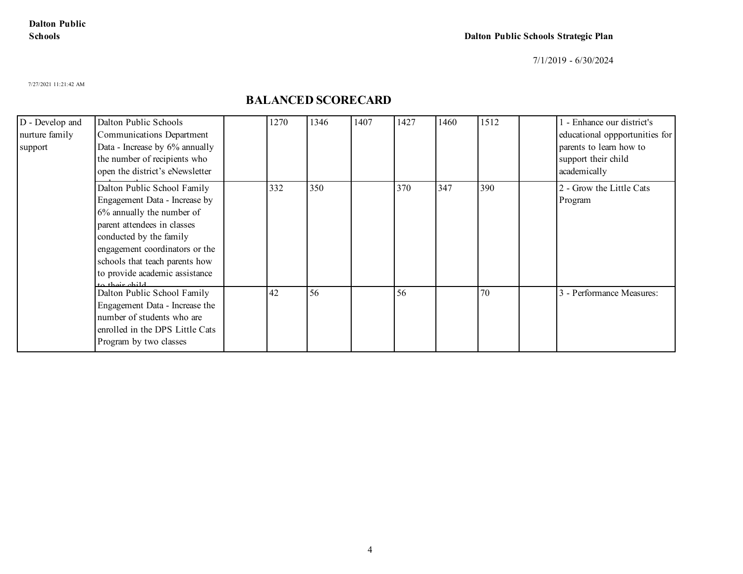# BALANCED SCORECARD

| | | | | | | | | | | |
|---|---|---|---|---|---|---|---|---|---|---|
| D - Develop and nurture family support | Dalton Public Schools Communications Department Data - Increase by 6% annually the number of recipients who open the district's eNewsletter | | 1270 | 1346 | 1407 | 1427 | 1460 | 1512 | | 1 - Enhance our district's educational oppportunities for parents to learn how to support their child academically |
| | Dalton Public School Family Engagement Data - Increase by 6% annually the number of parent attendees in classes conducted by the family engagement coordinators or the schools that teach parents how to provide academic assistance to their child | | 332 | 350 | | 370 | 347 | 390 | | 2 - Grow the Little Cats Program |
| | Dalton Public School Family Engagement Data - Increase the number of students who are enrolled in the DPS Little Cats Program by two classes | | 42 | 56 | | 56 | | 70 | | 3 - Performance Measures: |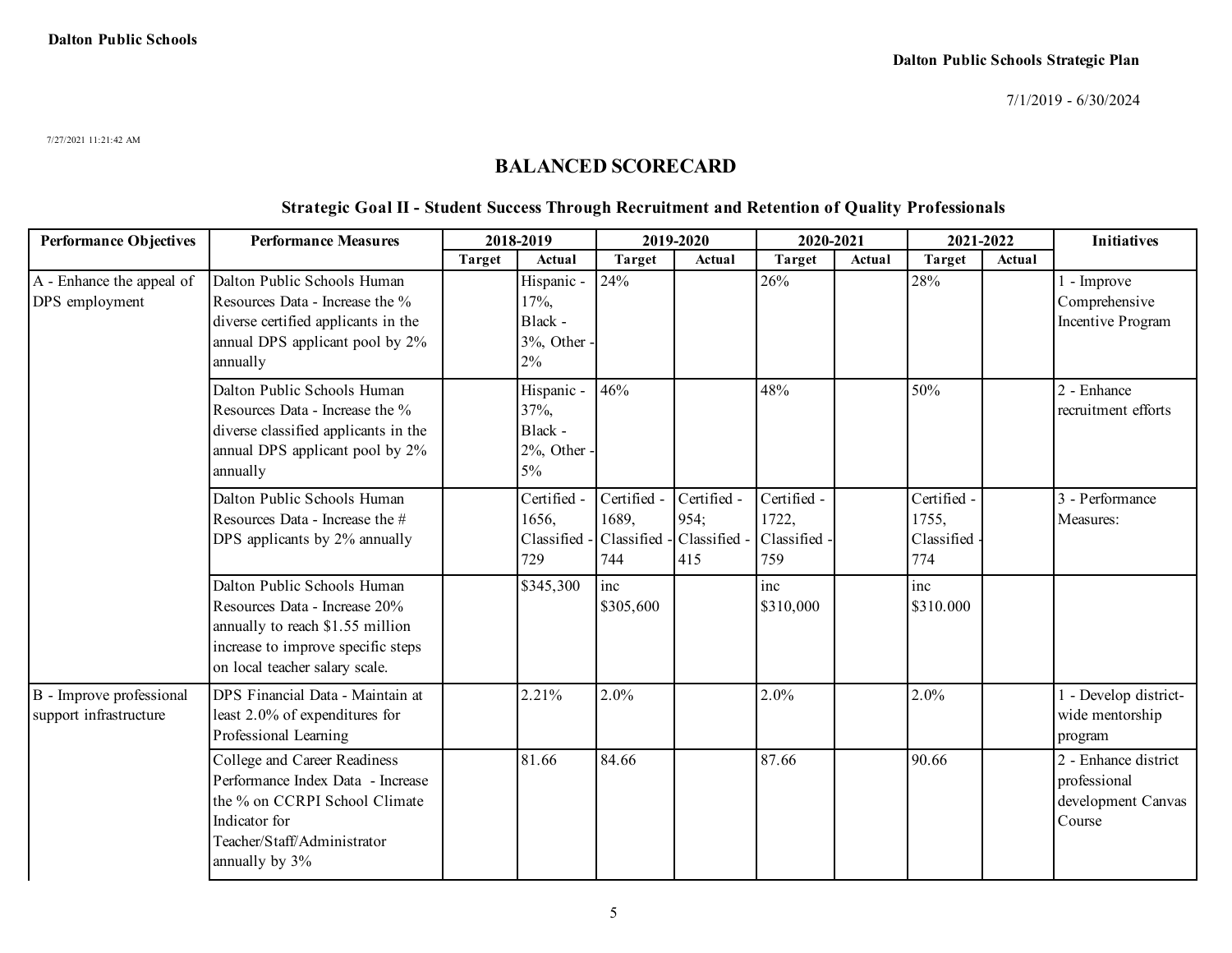Dalton Public Schools

Dalton Public Schools Strategic Plan

7/1/2019 - 6/30/2024

7/27/2021 11:21:42 AM

## BALANCED SCORECARD

### Strategic Goal II - Student Success Through Recruitment and Retention of Quality Professionals

| Performance Objectives | Performance Measures | 2018-2019 | | 2019-2020 | | 2020-2021 | | 2021-2022 | | Initiatives |
|---|---|---|---|---|---|---|---|---|---|---|
| | | Target | Actual | Target | Actual | Target | Actual | Target | Actual | |
| A - Enhance the appeal of DPS employment | Dalton Public Schools Human Resources Data - Increase the % diverse certified applicants in the annual DPS applicant pool by 2% annually | | Hispanic - 17%, Black - 3%, Other - 2% | 24% | | 26% | | 28% | | 1 - Improve Comprehensive Incentive Program |
| | Dalton Public Schools Human Resources Data - Increase the % diverse classified applicants in the annual DPS applicant pool by 2% annually | | Hispanic - 37%, Black - 2%, Other - 5% | 46% | | 48% | | 50% | | 2 - Enhance recruitment efforts |
| | Dalton Public Schools Human Resources Data - Increase the # DPS applicants by 2% annually | | Certified - 1656, Classified - 729 | Certified - 1689, Classified - 744 | Certified - 954; Classified - 415 | Certified - 1722, Classified - 759 | | Certified - 1755, Classified - 774 | | 3 - Performance Measures: |
| | Dalton Public Schools Human Resources Data - Increase 20% annually to reach $1.55 million increase to improve specific steps on local teacher salary scale. | | $345,300 | inc $305,600 | | inc $310,000 | | inc $310.000 | | |
| B - Improve professional support infrastructure | DPS Financial Data - Maintain at least 2.0% of expenditures for Professional Learning | | 2.21% | 2.0% | | 2.0% | | 2.0% | | 1 - Develop district-wide mentorship program |
| | College and Career Readiness Performance Index Data - Increase the % on CCRPI School Climate Indicator for Teacher/Staff/Administrator annually by 3% | | 81.66 | 84.66 | | 87.66 | | 90.66 | | 2 - Enhance district professional development Canvas Course |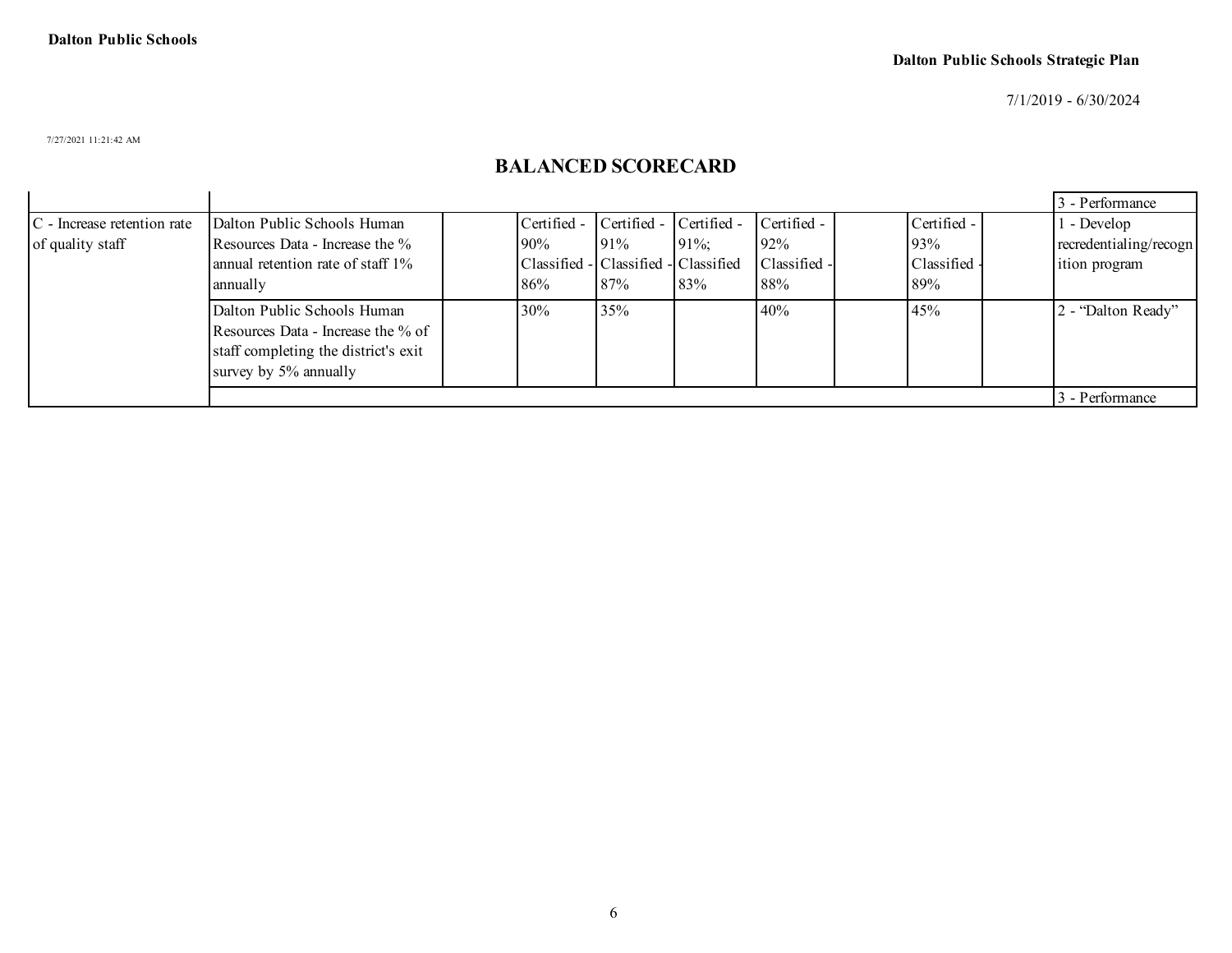## BALANCED SCORECARD

| | | | | | | | | | | |
|---|---|---|---|---|---|---|---|---|---|---|
| | | | | | | | | | | 3 - Performance |
| C - Increase retention rate of quality staff | Dalton Public Schools Human Resources Data - Increase the % annual retention rate of staff 1% annually | | Certified - 90% Classified - 86% | Certified - 91% Classified - 87% | Certified - 91%; Classified 83% | Certified - 92% Classified - 88% | | Certified - 93% Classified - 89% | | 1 - Develop recredentialing/recognition program |
| | Dalton Public Schools Human Resources Data - Increase the % of staff completing the district's exit survey by 5% annually | | 30% | 35% | | 40% | | 45% | | 2 - "Dalton Ready" |
| | | | | | | | | | | 3 - Performance |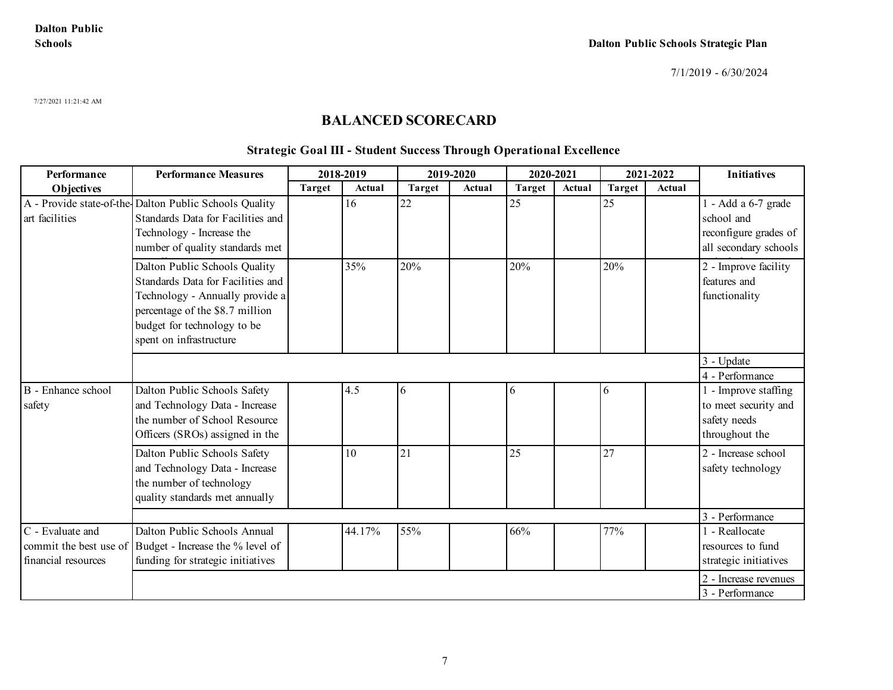Dalton Public Schools

Dalton Public Schools Strategic Plan

7/1/2019 - 6/30/2024

7/27/2021 11:21:42 AM

# BALANCED SCORECARD

## Strategic Goal III - Student Success Through Operational Excellence

| Performance Objectives | Performance Measures | 2018-2019 | | 2019-2020 | | 2020-2021 | | 2021-2022 | | Initiatives |
|---|---|---|---|---|---|---|---|---|---|---|
| | | Target | Actual | Target | Actual | Target | Actual | Target | Actual | |
| A - Provide state-of-the-art facilities | Dalton Public Schools Quality Standards Data for Facilities and Technology - Increase the number of quality standards met | | 16 | 22 | | 25 | | 25 | | 1 - Add a 6-7 grade school and reconfigure grades of all secondary schools |
| | Dalton Public Schools Quality Standards Data for Facilities and Technology - Annually provide a percentage of the $8.7 million budget for technology to be spent on infrastructure | | 35% | 20% | | 20% | | 20% | | 2 - Improve facility features and functionality |
| | | | | | | | | | | 3 - Update |
| | | | | | | | | | | 4 - Performance |
| B - Enhance school safety | Dalton Public Schools Safety and Technology Data - Increase the number of School Resource Officers (SROs) assigned in the | | 4.5 | 6 | | 6 | | 6 | | 1 - Improve staffing to meet security and safety needs throughout the |
| | Dalton Public Schools Safety and Technology Data - Increase the number of technology quality standards met annually | | 10 | 21 | | 25 | | 27 | | 2 - Increase school safety technology |
| | | | | | | | | | | 3 - Performance |
| C - Evaluate and commit the best use of financial resources | Dalton Public Schools Annual Budget - Increase the % level of funding for strategic initiatives | | 44.17% | 55% | | 66% | | 77% | | 1 - Reallocate resources to fund strategic initiatives |
| | | | | | | | | | | 2 - Increase revenues |
| | | | | | | | | | | 3 - Performance |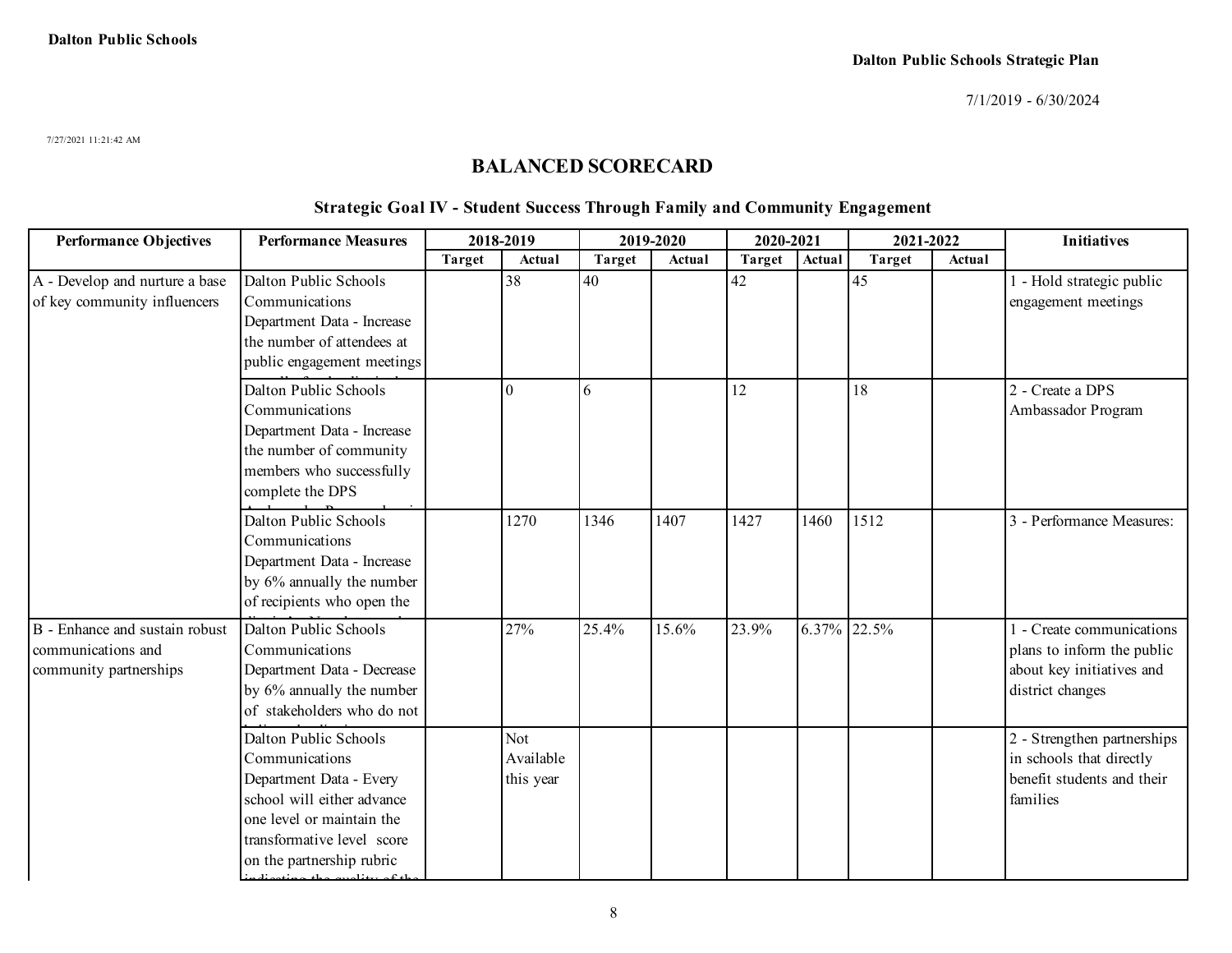Dalton Public Schools

Dalton Public Schools Strategic Plan

7/1/2019 - 6/30/2024

7/27/2021 11:21:42 AM

# BALANCED SCORECARD

## Strategic Goal IV - Student Success Through Family and Community Engagement

| Performance Objectives | Performance Measures | 2018-2019 | | 2019-2020 | | 2020-2021 | | 2021-2022 | | Initiatives |
|---|---|---|---|---|---|---|---|---|---|---|
| | | Target | Actual | Target | Actual | Target | Actual | Target | Actual | |
| A - Develop and nurture a base of key community influencers | Dalton Public Schools Communications Department Data - Increase the number of attendees at public engagement meetings | | 38 | 40 | | 42 | | 45 | | 1 - Hold strategic public engagement meetings |
| | Dalton Public Schools Communications Department Data - Increase the number of community members who successfully complete the DPS | | 0 | 6 | | 12 | | 18 | | 2 - Create a DPS Ambassador Program |
| | Dalton Public Schools Communications Department Data - Increase by 6% annually the number of recipients who open the | | 1270 | 1346 | 1407 | 1427 | 1460 | 1512 | | 3 - Performance Measures: |
| B - Enhance and sustain robust communications and community partnerships | Dalton Public Schools Communications Department Data - Decrease by 6% annually the number of stakeholders who do not | | 27% | 25.4% | 15.6% | 23.9% | 6.37% | 22.5% | | 1 - Create communications plans to inform the public about key initiatives and district changes |
| | Dalton Public Schools Communications Department Data - Every school will either advance one level or maintain the transformative level score on the partnership rubric | | Not Available this year | | | | | | | 2 - Strengthen partnerships in schools that directly benefit students and their families |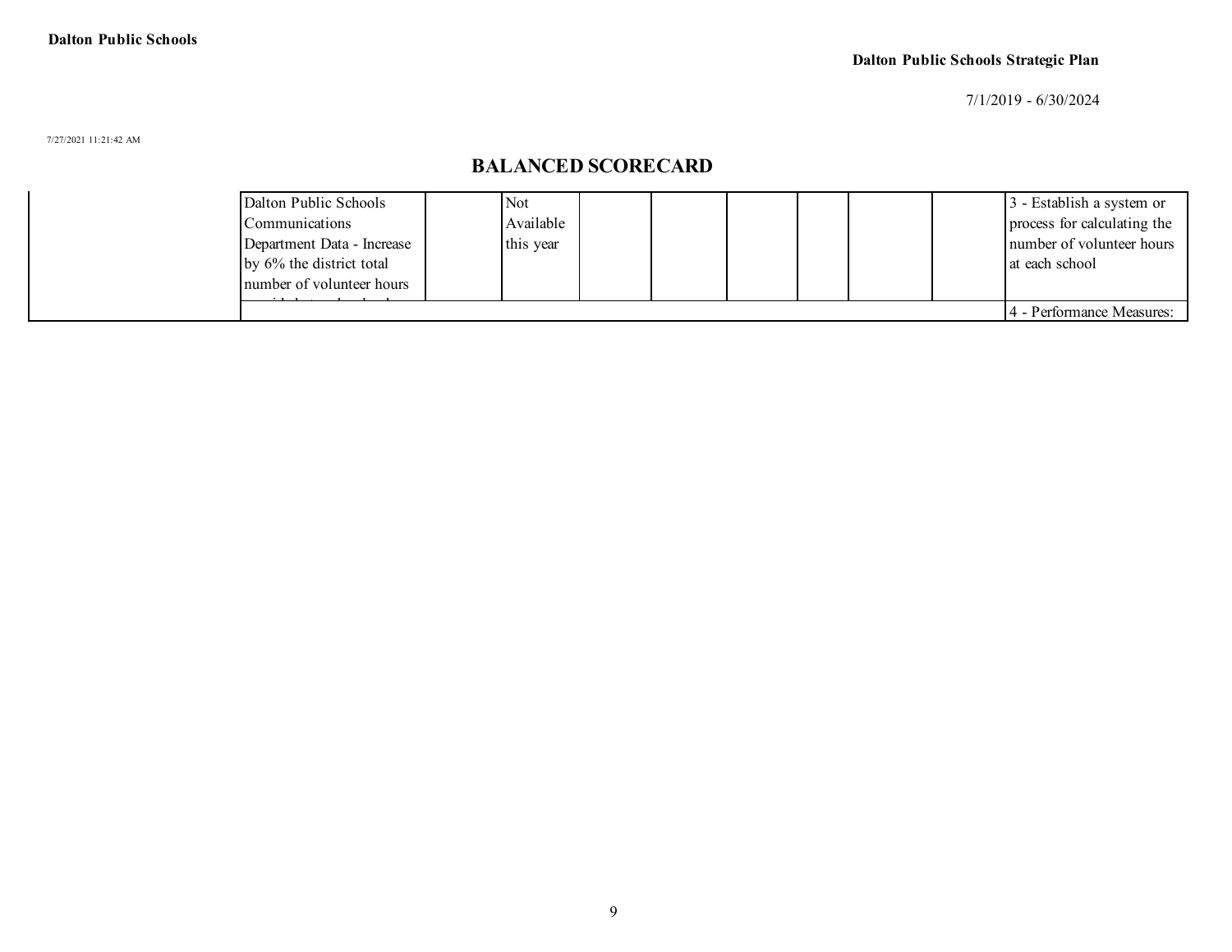# BALANCED SCORECARD

| | | | | | | | | | | |
|---|---|---|---|---|---|---|---|---|---|---|
| | Dalton Public Schools Communications Department Data - Increase by 6% the district total number of volunteer hours | | Not Available this year | | | | | | | 3 - Establish a system or process for calculating the number of volunteer hours at each school |
| | | | | | | | | | | 4 - Performance Measures: |